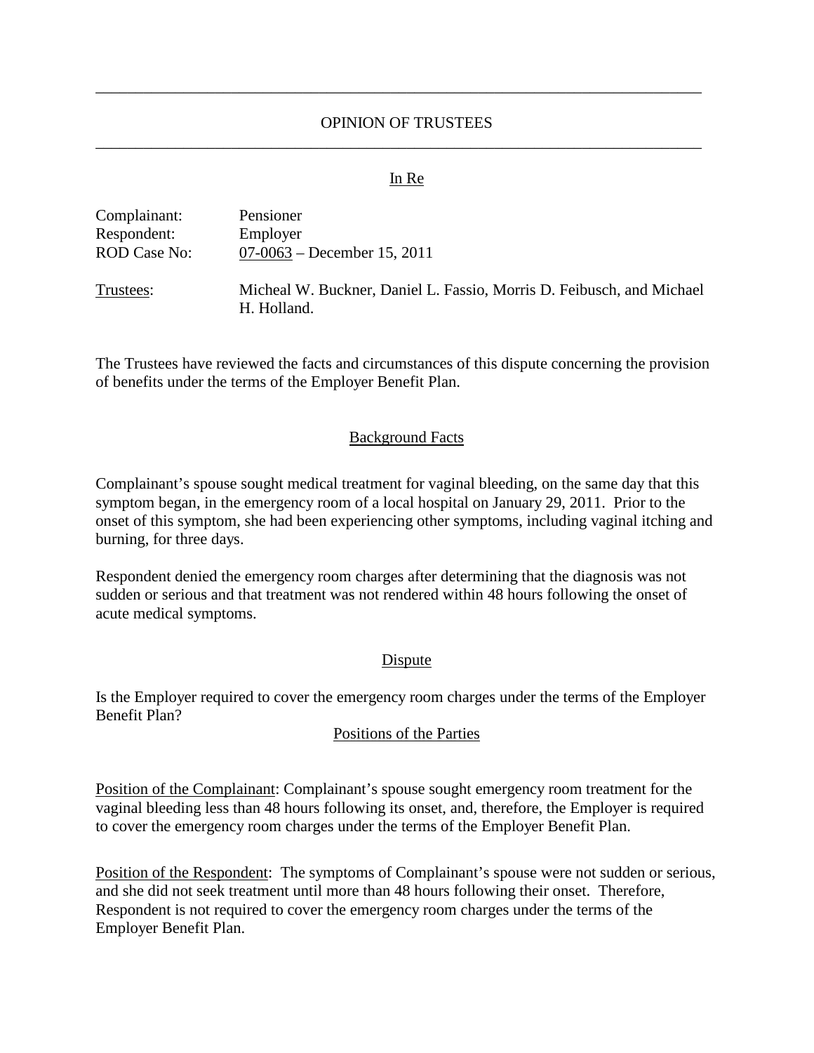# OPINION OF TRUSTEES

In Re

| | |
|---|---|
| Complainant: | Pensioner |
| Respondent: | Employer |
| ROD Case No: | 07-0063 – December 15, 2011 |
| Trustees: | Micheal W. Buckner, Daniel L. Fassio, Morris D. Feibusch, and Michael H. Holland. |

The Trustees have reviewed the facts and circumstances of this dispute concerning the provision of benefits under the terms of the Employer Benefit Plan.

## Background Facts

Complainant's spouse sought medical treatment for vaginal bleeding, on the same day that this symptom began, in the emergency room of a local hospital on January 29, 2011. Prior to the onset of this symptom, she had been experiencing other symptoms, including vaginal itching and burning, for three days.

Respondent denied the emergency room charges after determining that the diagnosis was not sudden or serious and that treatment was not rendered within 48 hours following the onset of acute medical symptoms.

## Dispute

Is the Employer required to cover the emergency room charges under the terms of the Employer Benefit Plan?

## Positions of the Parties

Position of the Complainant: Complainant's spouse sought emergency room treatment for the vaginal bleeding less than 48 hours following its onset, and, therefore, the Employer is required to cover the emergency room charges under the terms of the Employer Benefit Plan.

Position of the Respondent: The symptoms of Complainant's spouse were not sudden or serious, and she did not seek treatment until more than 48 hours following their onset. Therefore, Respondent is not required to cover the emergency room charges under the terms of the Employer Benefit Plan.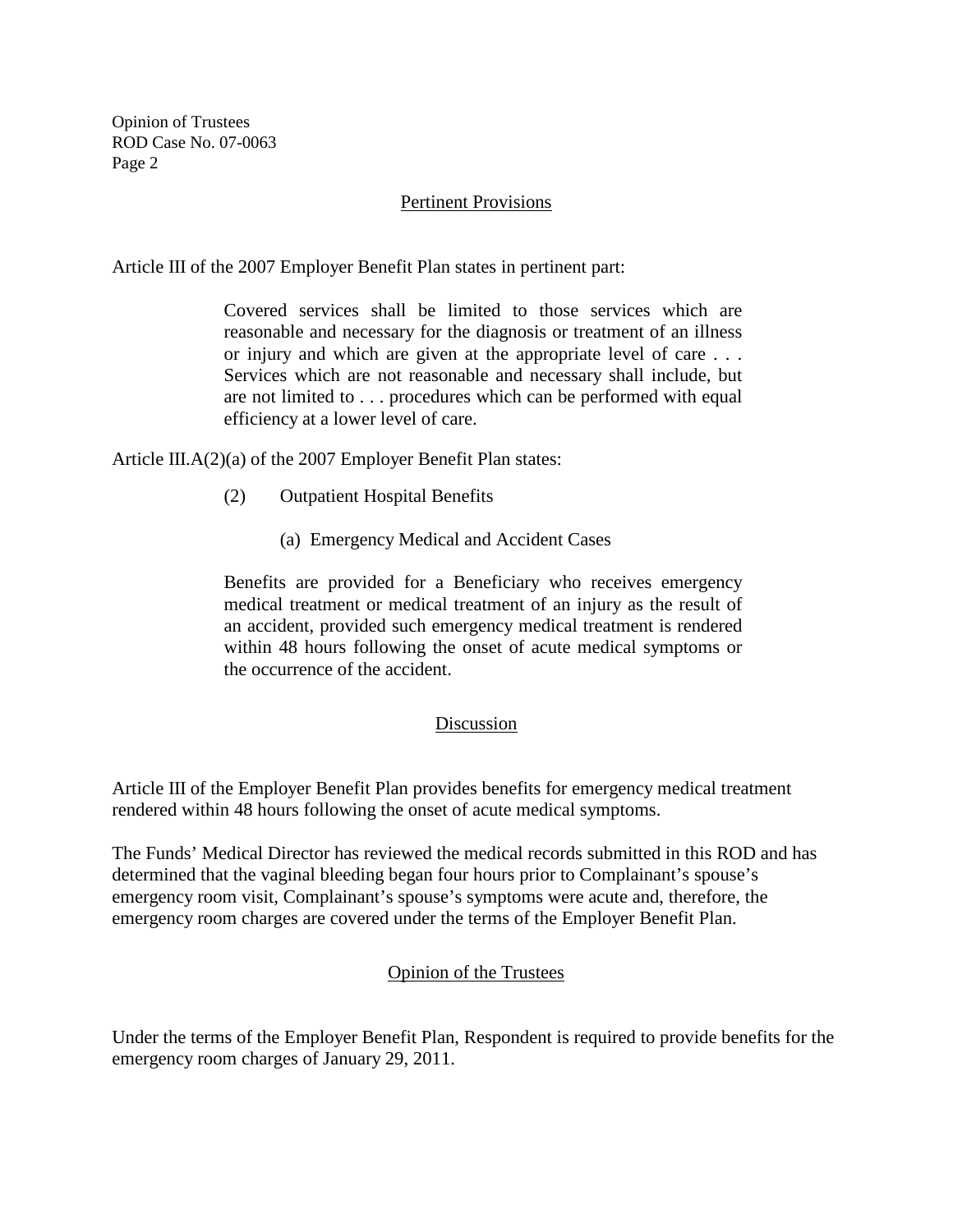## Pertinent Provisions

Article III of the 2007 Employer Benefit Plan states in pertinent part:

> Covered services shall be limited to those services which are reasonable and necessary for the diagnosis or treatment of an illness or injury and which are given at the appropriate level of care . . . Services which are not reasonable and necessary shall include, but are not limited to . . . procedures which can be performed with equal efficiency at a lower level of care.

Article III.A(2)(a) of the 2007 Employer Benefit Plan states:

> (2) Outpatient Hospital Benefits
>
> (a) Emergency Medical and Accident Cases
>
> Benefits are provided for a Beneficiary who receives emergency medical treatment or medical treatment of an injury as the result of an accident, provided such emergency medical treatment is rendered within 48 hours following the onset of acute medical symptoms or the occurrence of the accident.

## Discussion

Article III of the Employer Benefit Plan provides benefits for emergency medical treatment rendered within 48 hours following the onset of acute medical symptoms.

The Funds' Medical Director has reviewed the medical records submitted in this ROD and has determined that the vaginal bleeding began four hours prior to Complainant's spouse's emergency room visit, Complainant's spouse's symptoms were acute and, therefore, the emergency room charges are covered under the terms of the Employer Benefit Plan.

## Opinion of the Trustees

Under the terms of the Employer Benefit Plan, Respondent is required to provide benefits for the emergency room charges of January 29, 2011.